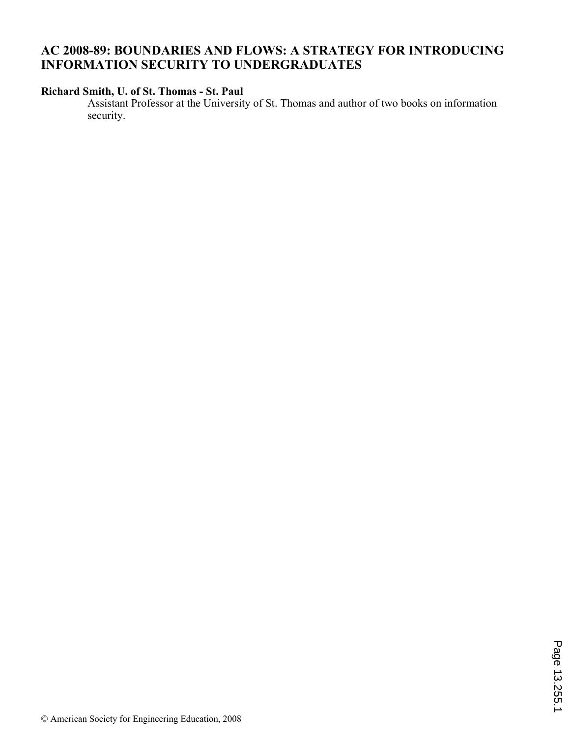# AC 2008-89: BOUNDARIES AND FLOWS: A STRATEGY FOR INTRODUCING INFORMATION SECURITY TO UNDERGRADUATES

**Richard Smith, U. of St. Thomas - St. Paul**

Assistant Professor at the University of St. Thomas and author of two books on information security.

© American Society for Engineering Education, 2008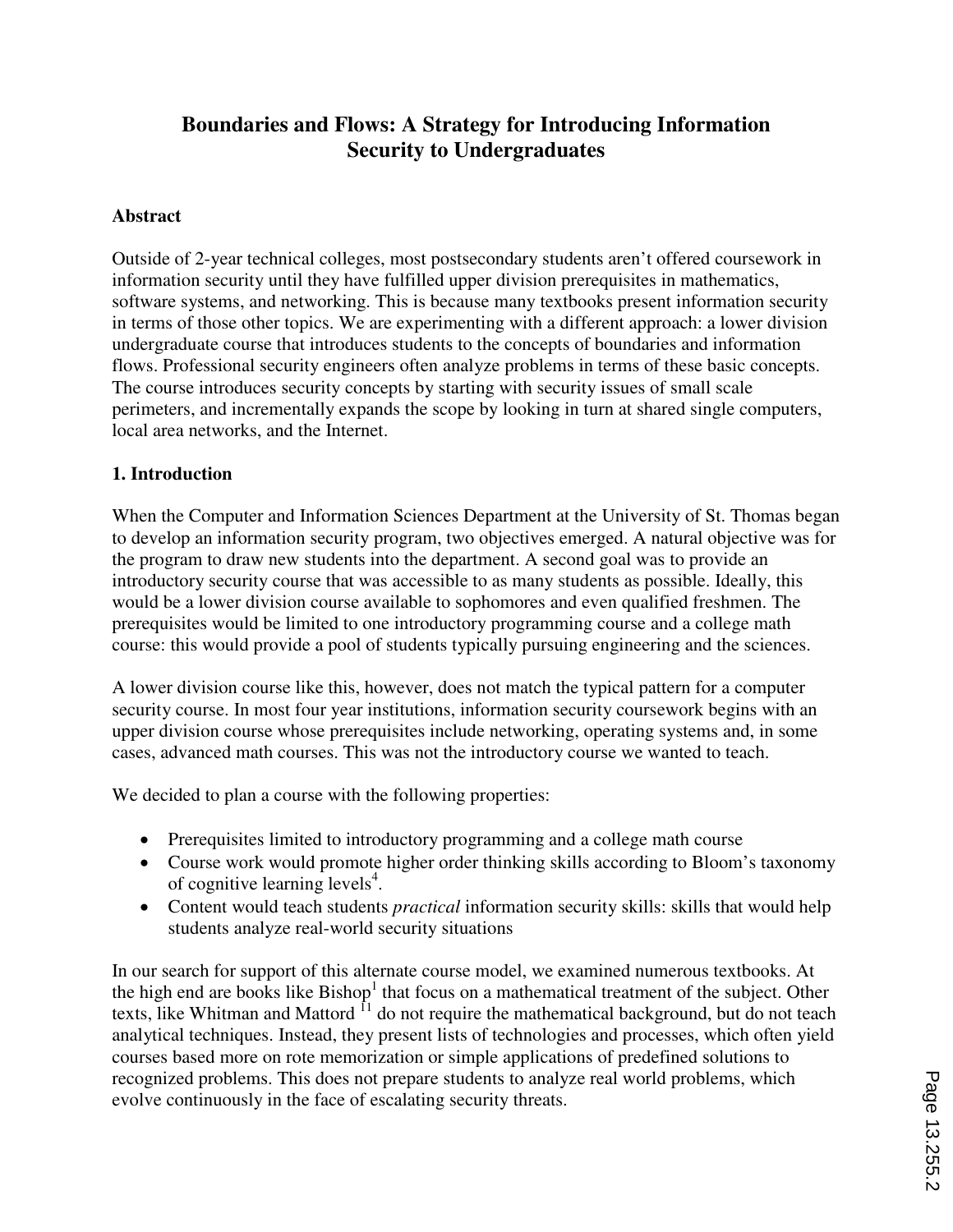# Boundaries and Flows: A Strategy for Introducing Information Security to Undergraduates

## Abstract

Outside of 2-year technical colleges, most postsecondary students aren't offered coursework in information security until they have fulfilled upper division prerequisites in mathematics, software systems, and networking. This is because many textbooks present information security in terms of those other topics. We are experimenting with a different approach: a lower division undergraduate course that introduces students to the concepts of boundaries and information flows. Professional security engineers often analyze problems in terms of these basic concepts. The course introduces security concepts by starting with security issues of small scale perimeters, and incrementally expands the scope by looking in turn at shared single computers, local area networks, and the Internet.

## 1. Introduction

When the Computer and Information Sciences Department at the University of St. Thomas began to develop an information security program, two objectives emerged. A natural objective was for the program to draw new students into the department. A second goal was to provide an introductory security course that was accessible to as many students as possible. Ideally, this would be a lower division course available to sophomores and even qualified freshmen. The prerequisites would be limited to one introductory programming course and a college math course: this would provide a pool of students typically pursuing engineering and the sciences.

A lower division course like this, however, does not match the typical pattern for a computer security course. In most four year institutions, information security coursework begins with an upper division course whose prerequisites include networking, operating systems and, in some cases, advanced math courses. This was not the introductory course we wanted to teach.

We decided to plan a course with the following properties:

- Prerequisites limited to introductory programming and a college math course
- Course work would promote higher order thinking skills according to Bloom's taxonomy of cognitive learning levels[4].
- Content would teach students *practical* information security skills: skills that would help students analyze real-world security situations

In our search for support of this alternate course model, we examined numerous textbooks. At the high end are books like Bishop[1] that focus on a mathematical treatment of the subject. Other texts, like Whitman and Mattord [11] do not require the mathematical background, but do not teach analytical techniques. Instead, they present lists of technologies and processes, which often yield courses based more on rote memorization or simple applications of predefined solutions to recognized problems. This does not prepare students to analyze real world problems, which evolve continuously in the face of escalating security threats.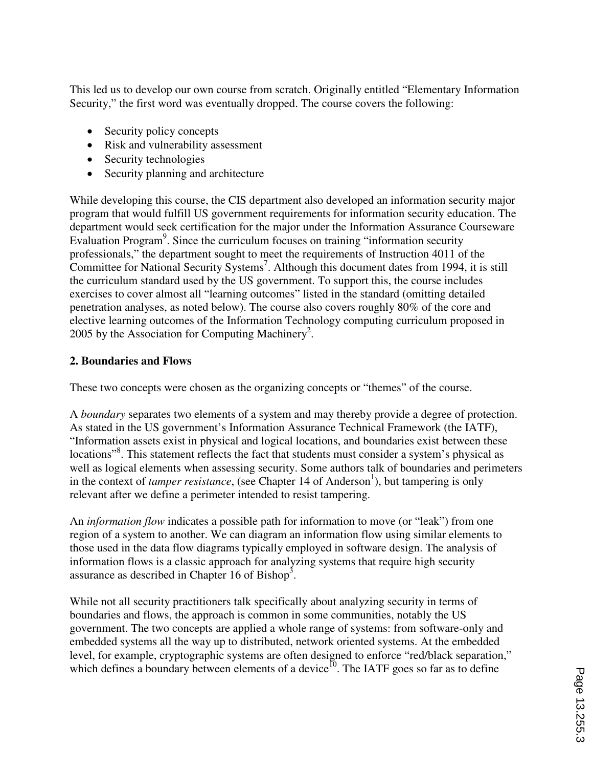This led us to develop our own course from scratch. Originally entitled "Elementary Information Security," the first word was eventually dropped. The course covers the following:

- Security policy concepts
- Risk and vulnerability assessment
- Security technologies
- Security planning and architecture

While developing this course, the CIS department also developed an information security major program that would fulfill US government requirements for information security education. The department would seek certification for the major under the Information Assurance Courseware Evaluation Program[9]. Since the curriculum focuses on training "information security professionals," the department sought to meet the requirements of Instruction 4011 of the Committee for National Security Systems[7]. Although this document dates from 1994, it is still the curriculum standard used by the US government. To support this, the course includes exercises to cover almost all "learning outcomes" listed in the standard (omitting detailed penetration analyses, as noted below). The course also covers roughly 80% of the core and elective learning outcomes of the Information Technology computing curriculum proposed in 2005 by the Association for Computing Machinery[2].

**2. Boundaries and Flows**

These two concepts were chosen as the organizing concepts or "themes" of the course.

A *boundary* separates two elements of a system and may thereby provide a degree of protection. As stated in the US government's Information Assurance Technical Framework (the IATF), "Information assets exist in physical and logical locations, and boundaries exist between these locations"[8]. This statement reflects the fact that students must consider a system's physical as well as logical elements when assessing security. Some authors talk of boundaries and perimeters in the context of *tamper resistance*, (see Chapter 14 of Anderson[1]), but tampering is only relevant after we define a perimeter intended to resist tampering.

An *information flow* indicates a possible path for information to move (or "leak") from one region of a system to another. We can diagram an information flow using similar elements to those used in the data flow diagrams typically employed in software design. The analysis of information flows is a classic approach for analyzing systems that require high security assurance as described in Chapter 16 of Bishop[3].

While not all security practitioners talk specifically about analyzing security in terms of boundaries and flows, the approach is common in some communities, notably the US government. The two concepts are applied a whole range of systems: from software-only and embedded systems all the way up to distributed, network oriented systems. At the embedded level, for example, cryptographic systems are often designed to enforce "red/black separation," which defines a boundary between elements of a device[10]. The IATF goes so far as to define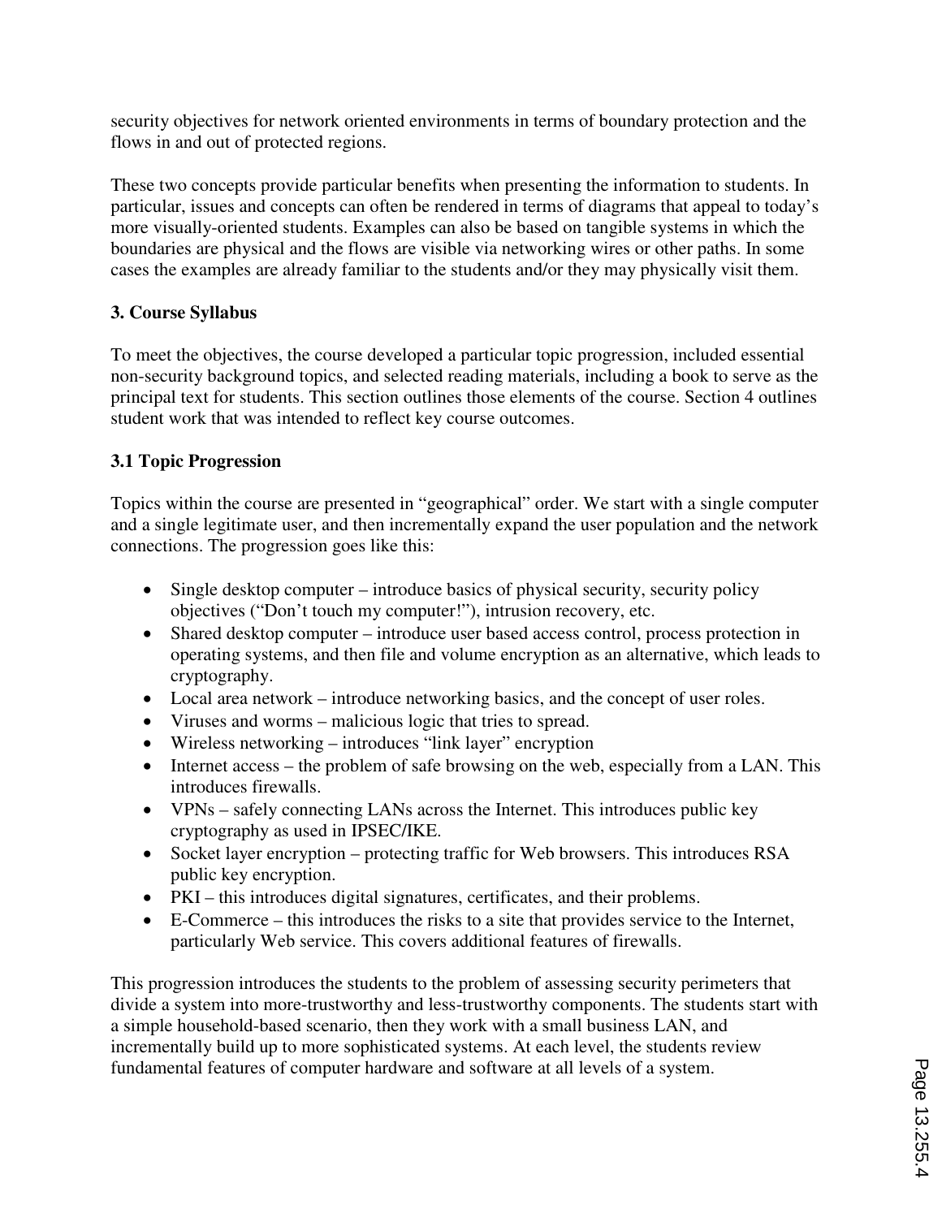security objectives for network oriented environments in terms of boundary protection and the flows in and out of protected regions.

These two concepts provide particular benefits when presenting the information to students. In particular, issues and concepts can often be rendered in terms of diagrams that appeal to today's more visually-oriented students. Examples can also be based on tangible systems in which the boundaries are physical and the flows are visible via networking wires or other paths. In some cases the examples are already familiar to the students and/or they may physically visit them.

### 3. Course Syllabus

To meet the objectives, the course developed a particular topic progression, included essential non-security background topics, and selected reading materials, including a book to serve as the principal text for students. This section outlines those elements of the course. Section 4 outlines student work that was intended to reflect key course outcomes.

### 3.1 Topic Progression

Topics within the course are presented in "geographical" order. We start with a single computer and a single legitimate user, and then incrementally expand the user population and the network connections. The progression goes like this:

- Single desktop computer – introduce basics of physical security, security policy objectives ("Don't touch my computer!"), intrusion recovery, etc.
- Shared desktop computer – introduce user based access control, process protection in operating systems, and then file and volume encryption as an alternative, which leads to cryptography.
- Local area network – introduce networking basics, and the concept of user roles.
- Viruses and worms – malicious logic that tries to spread.
- Wireless networking – introduces "link layer" encryption
- Internet access – the problem of safe browsing on the web, especially from a LAN. This introduces firewalls.
- VPNs – safely connecting LANs across the Internet. This introduces public key cryptography as used in IPSEC/IKE.
- Socket layer encryption – protecting traffic for Web browsers. This introduces RSA public key encryption.
- PKI – this introduces digital signatures, certificates, and their problems.
- E-Commerce – this introduces the risks to a site that provides service to the Internet, particularly Web service. This covers additional features of firewalls.

This progression introduces the students to the problem of assessing security perimeters that divide a system into more-trustworthy and less-trustworthy components. The students start with a simple household-based scenario, then they work with a small business LAN, and incrementally build up to more sophisticated systems. At each level, the students review fundamental features of computer hardware and software at all levels of a system.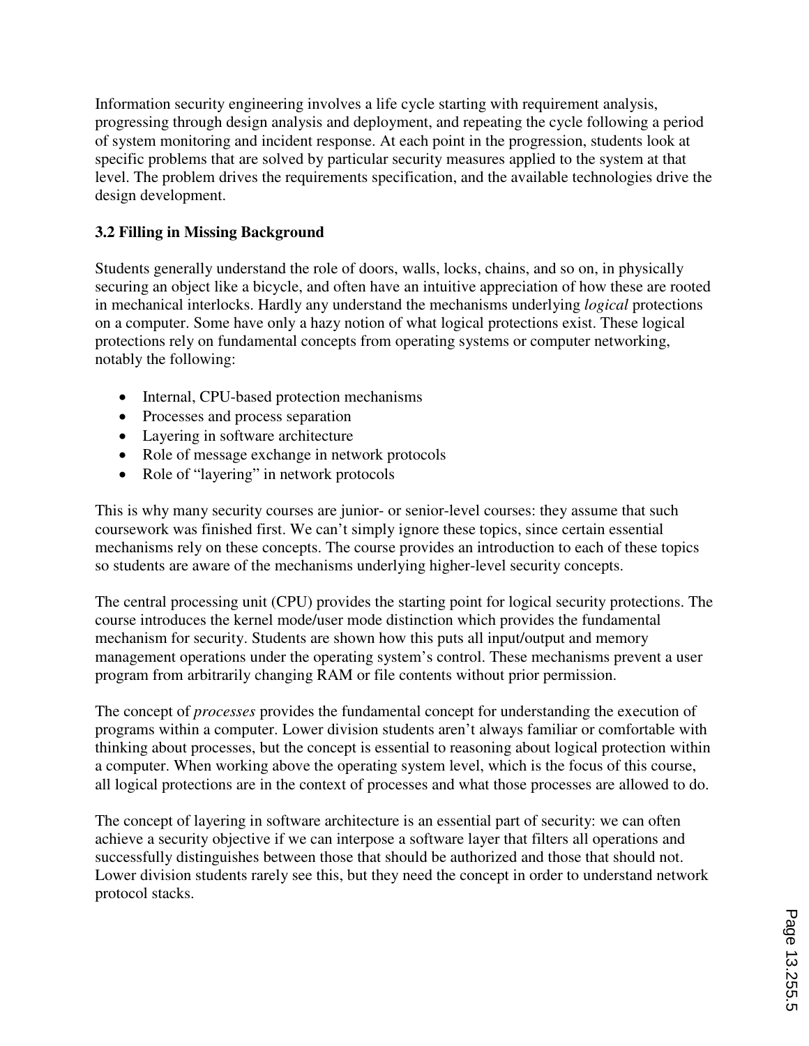Information security engineering involves a life cycle starting with requirement analysis, progressing through design analysis and deployment, and repeating the cycle following a period of system monitoring and incident response. At each point in the progression, students look at specific problems that are solved by particular security measures applied to the system at that level. The problem drives the requirements specification, and the available technologies drive the design development.

### 3.2 Filling in Missing Background

Students generally understand the role of doors, walls, locks, chains, and so on, in physically securing an object like a bicycle, and often have an intuitive appreciation of how these are rooted in mechanical interlocks. Hardly any understand the mechanisms underlying *logical* protections on a computer. Some have only a hazy notion of what logical protections exist. These logical protections rely on fundamental concepts from operating systems or computer networking, notably the following:

- Internal, CPU-based protection mechanisms
- Processes and process separation
- Layering in software architecture
- Role of message exchange in network protocols
- Role of "layering" in network protocols

This is why many security courses are junior- or senior-level courses: they assume that such coursework was finished first. We can't simply ignore these topics, since certain essential mechanisms rely on these concepts. The course provides an introduction to each of these topics so students are aware of the mechanisms underlying higher-level security concepts.

The central processing unit (CPU) provides the starting point for logical security protections. The course introduces the kernel mode/user mode distinction which provides the fundamental mechanism for security. Students are shown how this puts all input/output and memory management operations under the operating system's control. These mechanisms prevent a user program from arbitrarily changing RAM or file contents without prior permission.

The concept of *processes* provides the fundamental concept for understanding the execution of programs within a computer. Lower division students aren't always familiar or comfortable with thinking about processes, but the concept is essential to reasoning about logical protection within a computer. When working above the operating system level, which is the focus of this course, all logical protections are in the context of processes and what those processes are allowed to do.

The concept of layering in software architecture is an essential part of security: we can often achieve a security objective if we can interpose a software layer that filters all operations and successfully distinguishes between those that should be authorized and those that should not. Lower division students rarely see this, but they need the concept in order to understand network protocol stacks.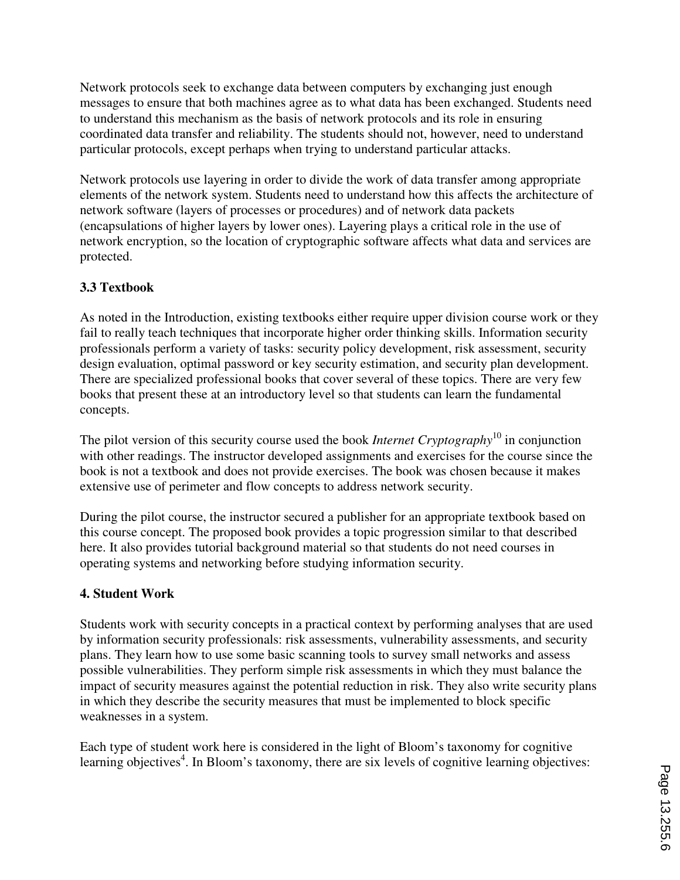Network protocols seek to exchange data between computers by exchanging just enough messages to ensure that both machines agree as to what data has been exchanged. Students need to understand this mechanism as the basis of network protocols and its role in ensuring coordinated data transfer and reliability. The students should not, however, need to understand particular protocols, except perhaps when trying to understand particular attacks.

Network protocols use layering in order to divide the work of data transfer among appropriate elements of the network system. Students need to understand how this affects the architecture of network software (layers of processes or procedures) and of network data packets (encapsulations of higher layers by lower ones). Layering plays a critical role in the use of network encryption, so the location of cryptographic software affects what data and services are protected.

### 3.3 Textbook

As noted in the Introduction, existing textbooks either require upper division course work or they fail to really teach techniques that incorporate higher order thinking skills. Information security professionals perform a variety of tasks: security policy development, risk assessment, security design evaluation, optimal password or key security estimation, and security plan development. There are specialized professional books that cover several of these topics. There are very few books that present these at an introductory level so that students can learn the fundamental concepts.

The pilot version of this security course used the book *Internet Cryptography*[10] in conjunction with other readings. The instructor developed assignments and exercises for the course since the book is not a textbook and does not provide exercises. The book was chosen because it makes extensive use of perimeter and flow concepts to address network security.

During the pilot course, the instructor secured a publisher for an appropriate textbook based on this course concept. The proposed book provides a topic progression similar to that described here. It also provides tutorial background material so that students do not need courses in operating systems and networking before studying information security.

## 4. Student Work

Students work with security concepts in a practical context by performing analyses that are used by information security professionals: risk assessments, vulnerability assessments, and security plans. They learn how to use some basic scanning tools to survey small networks and assess possible vulnerabilities. They perform simple risk assessments in which they must balance the impact of security measures against the potential reduction in risk. They also write security plans in which they describe the security measures that must be implemented to block specific weaknesses in a system.

Each type of student work here is considered in the light of Bloom's taxonomy for cognitive learning objectives[4]. In Bloom's taxonomy, there are six levels of cognitive learning objectives: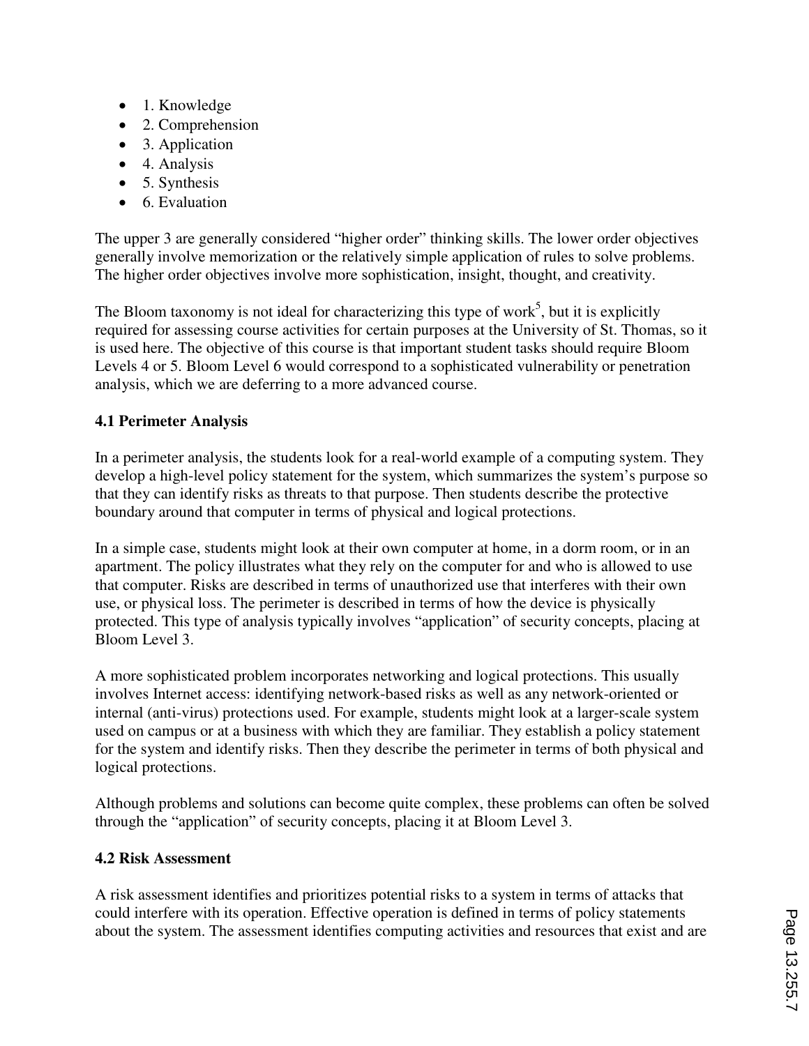- 1. Knowledge
- 2. Comprehension
- 3. Application
- 4. Analysis
- 5. Synthesis
- 6. Evaluation

The upper 3 are generally considered "higher order" thinking skills. The lower order objectives generally involve memorization or the relatively simple application of rules to solve problems. The higher order objectives involve more sophistication, insight, thought, and creativity.

The Bloom taxonomy is not ideal for characterizing this type of work[5], but it is explicitly required for assessing course activities for certain purposes at the University of St. Thomas, so it is used here. The objective of this course is that important student tasks should require Bloom Levels 4 or 5. Bloom Level 6 would correspond to a sophisticated vulnerability or penetration analysis, which we are deferring to a more advanced course.

### 4.1 Perimeter Analysis

In a perimeter analysis, the students look for a real-world example of a computing system. They develop a high-level policy statement for the system, which summarizes the system's purpose so that they can identify risks as threats to that purpose. Then students describe the protective boundary around that computer in terms of physical and logical protections.

In a simple case, students might look at their own computer at home, in a dorm room, or in an apartment. The policy illustrates what they rely on the computer for and who is allowed to use that computer. Risks are described in terms of unauthorized use that interferes with their own use, or physical loss. The perimeter is described in terms of how the device is physically protected. This type of analysis typically involves "application" of security concepts, placing at Bloom Level 3.

A more sophisticated problem incorporates networking and logical protections. This usually involves Internet access: identifying network-based risks as well as any network-oriented or internal (anti-virus) protections used. For example, students might look at a larger-scale system used on campus or at a business with which they are familiar. They establish a policy statement for the system and identify risks. Then they describe the perimeter in terms of both physical and logical protections.

Although problems and solutions can become quite complex, these problems can often be solved through the "application" of security concepts, placing it at Bloom Level 3.

### 4.2 Risk Assessment

A risk assessment identifies and prioritizes potential risks to a system in terms of attacks that could interfere with its operation. Effective operation is defined in terms of policy statements about the system. The assessment identifies computing activities and resources that exist and are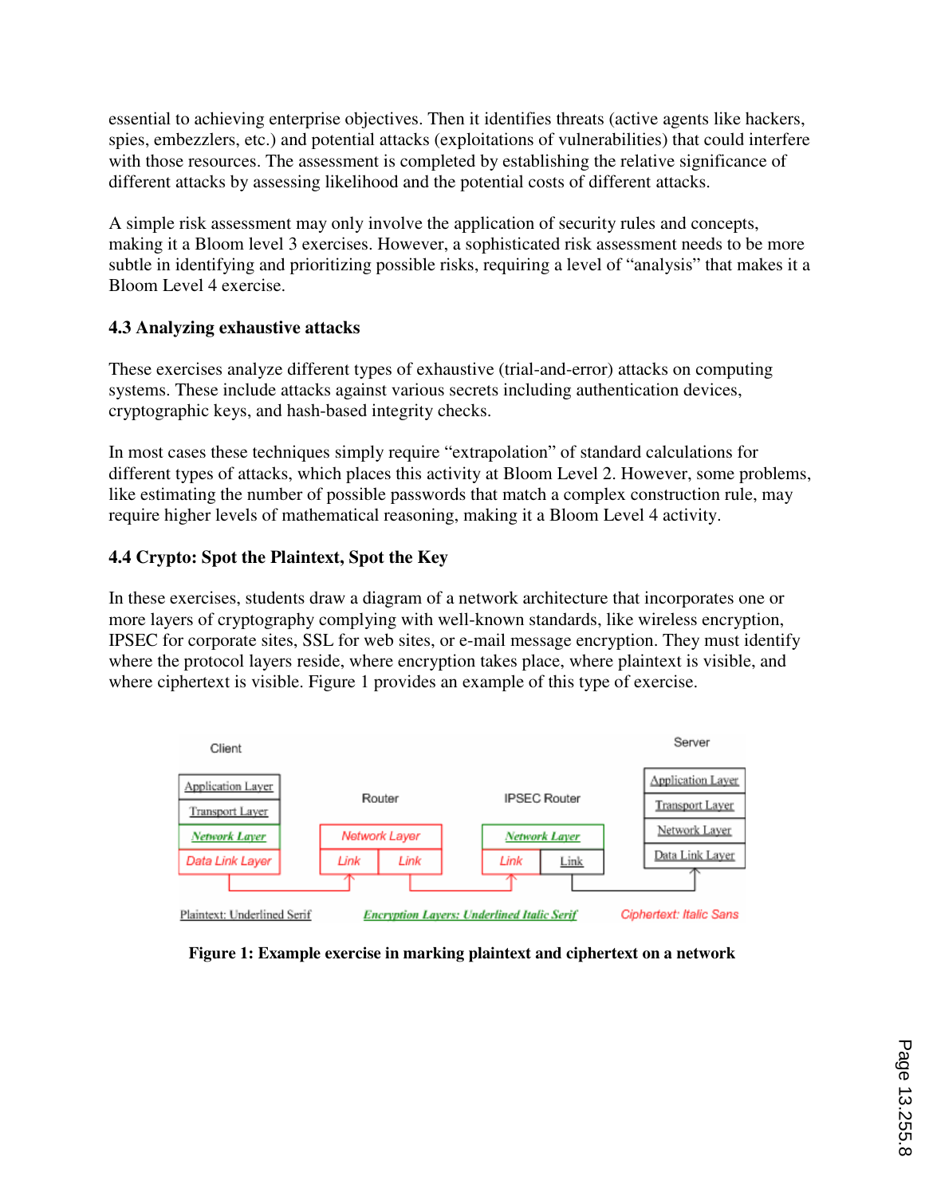essential to achieving enterprise objectives. Then it identifies threats (active agents like hackers, spies, embezzlers, etc.) and potential attacks (exploitations of vulnerabilities) that could interfere with those resources. The assessment is completed by establishing the relative significance of different attacks by assessing likelihood and the potential costs of different attacks.

A simple risk assessment may only involve the application of security rules and concepts, making it a Bloom level 3 exercises. However, a sophisticated risk assessment needs to be more subtle in identifying and prioritizing possible risks, requiring a level of "analysis" that makes it a Bloom Level 4 exercise.

### 4.3 Analyzing exhaustive attacks

These exercises analyze different types of exhaustive (trial-and-error) attacks on computing systems. These include attacks against various secrets including authentication devices, cryptographic keys, and hash-based integrity checks.

In most cases these techniques simply require "extrapolation" of standard calculations for different types of attacks, which places this activity at Bloom Level 2. However, some problems, like estimating the number of possible passwords that match a complex construction rule, may require higher levels of mathematical reasoning, making it a Bloom Level 4 activity.

### 4.4 Crypto: Spot the Plaintext, Spot the Key

In these exercises, students draw a diagram of a network architecture that incorporates one or more layers of cryptography complying with well-known standards, like wireless encryption, IPSEC for corporate sites, SSL for web sites, or e-mail message encryption. They must identify where the protocol layers reside, where encryption takes place, where plaintext is visible, and where ciphertext is visible. Figure 1 provides an example of this type of exercise.

**Figure 1: Example exercise in marking plaintext and ciphertext on a network**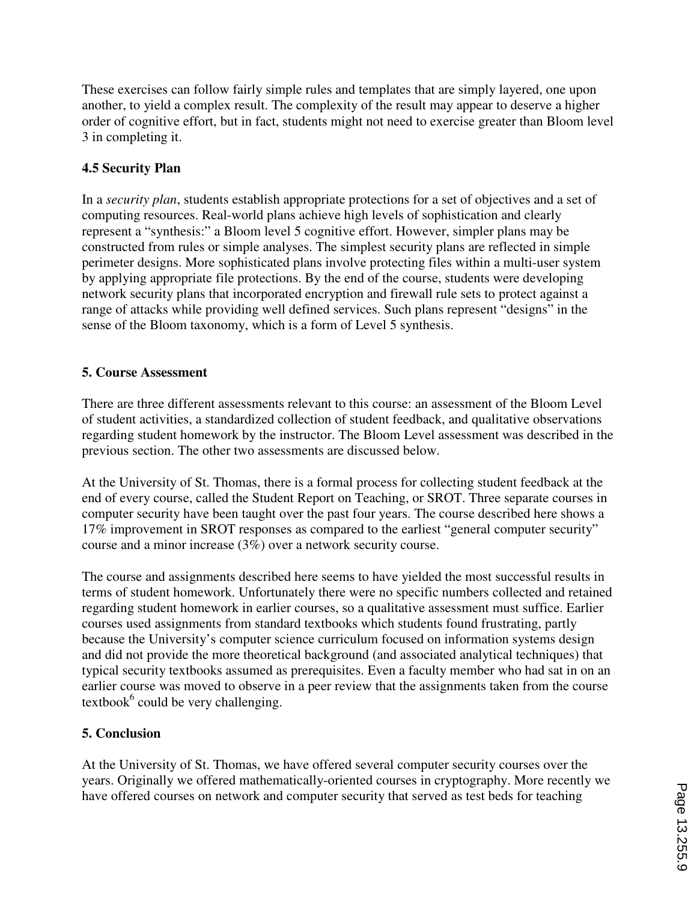These exercises can follow fairly simple rules and templates that are simply layered, one upon another, to yield a complex result. The complexity of the result may appear to deserve a higher order of cognitive effort, but in fact, students might not need to exercise greater than Bloom level 3 in completing it.

### 4.5 Security Plan

In a *security plan*, students establish appropriate protections for a set of objectives and a set of computing resources. Real-world plans achieve high levels of sophistication and clearly represent a "synthesis:" a Bloom level 5 cognitive effort. However, simpler plans may be constructed from rules or simple analyses. The simplest security plans are reflected in simple perimeter designs. More sophisticated plans involve protecting files within a multi-user system by applying appropriate file protections. By the end of the course, students were developing network security plans that incorporated encryption and firewall rule sets to protect against a range of attacks while providing well defined services. Such plans represent "designs" in the sense of the Bloom taxonomy, which is a form of Level 5 synthesis.

## 5. Course Assessment

There are three different assessments relevant to this course: an assessment of the Bloom Level of student activities, a standardized collection of student feedback, and qualitative observations regarding student homework by the instructor. The Bloom Level assessment was described in the previous section. The other two assessments are discussed below.

At the University of St. Thomas, there is a formal process for collecting student feedback at the end of every course, called the Student Report on Teaching, or SROT. Three separate courses in computer security have been taught over the past four years. The course described here shows a 17% improvement in SROT responses as compared to the earliest "general computer security" course and a minor increase (3%) over a network security course.

The course and assignments described here seems to have yielded the most successful results in terms of student homework. Unfortunately there were no specific numbers collected and retained regarding student homework in earlier courses, so a qualitative assessment must suffice. Earlier courses used assignments from standard textbooks which students found frustrating, partly because the University's computer science curriculum focused on information systems design and did not provide the more theoretical background (and associated analytical techniques) that typical security textbooks assumed as prerequisites. Even a faculty member who had sat in on an earlier course was moved to observe in a peer review that the assignments taken from the course textbook[6] could be very challenging.

## 5. Conclusion

At the University of St. Thomas, we have offered several computer security courses over the years. Originally we offered mathematically-oriented courses in cryptography. More recently we have offered courses on network and computer security that served as test beds for teaching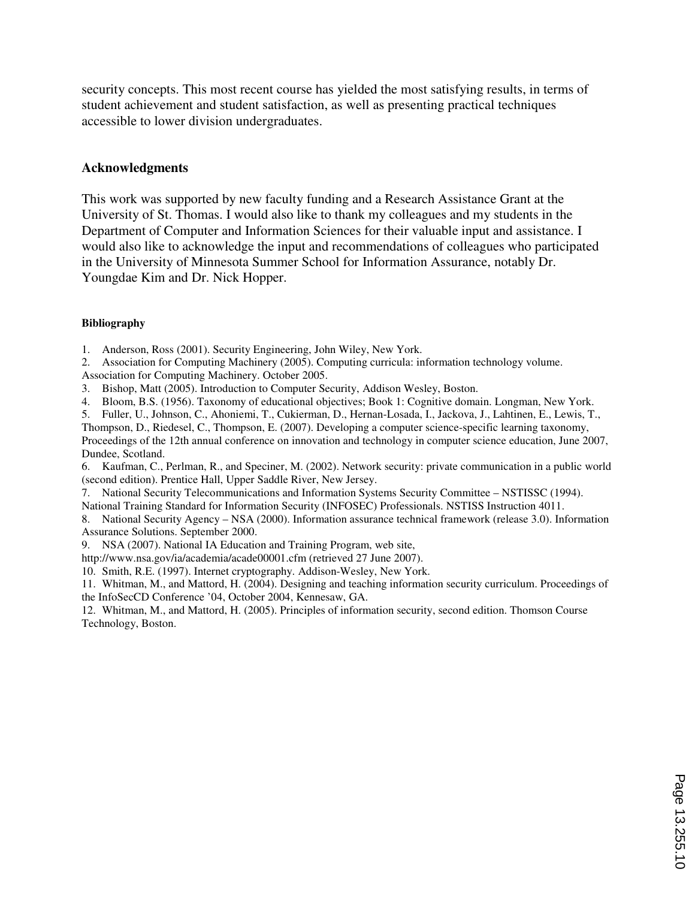security concepts. This most recent course has yielded the most satisfying results, in terms of student achievement and student satisfaction, as well as presenting practical techniques accessible to lower division undergraduates.

## Acknowledgments

This work was supported by new faculty funding and a Research Assistance Grant at the University of St. Thomas. I would also like to thank my colleagues and my students in the Department of Computer and Information Sciences for their valuable input and assistance. I would also like to acknowledge the input and recommendations of colleagues who participated in the University of Minnesota Summer School for Information Assurance, notably Dr. Youngdae Kim and Dr. Nick Hopper.

### Bibliography

1. Anderson, Ross (2001). Security Engineering, John Wiley, New York.
2. Association for Computing Machinery (2005). Computing curricula: information technology volume. Association for Computing Machinery. October 2005.
3. Bishop, Matt (2005). Introduction to Computer Security, Addison Wesley, Boston.
4. Bloom, B.S. (1956). Taxonomy of educational objectives; Book 1: Cognitive domain. Longman, New York.
5. Fuller, U., Johnson, C., Ahoniemi, T., Cukierman, D., Hernan-Losada, I., Jackova, J., Lahtinen, E., Lewis, T., Thompson, D., Riedesel, C., Thompson, E. (2007). Developing a computer science-specific learning taxonomy, Proceedings of the 12th annual conference on innovation and technology in computer science education, June 2007, Dundee, Scotland.
6. Kaufman, C., Perlman, R., and Speciner, M. (2002). Network security: private communication in a public world (second edition). Prentice Hall, Upper Saddle River, New Jersey.
7. National Security Telecommunications and Information Systems Security Committee – NSTISSC (1994). National Training Standard for Information Security (INFOSEC) Professionals. NSTISS Instruction 4011.
8. National Security Agency – NSA (2000). Information assurance technical framework (release 3.0). Information Assurance Solutions. September 2000.
9. NSA (2007). National IA Education and Training Program, web site, http://www.nsa.gov/ia/academia/acade00001.cfm (retrieved 27 June 2007).
10. Smith, R.E. (1997). Internet cryptography. Addison-Wesley, New York.
11. Whitman, M., and Mattord, H. (2004). Designing and teaching information security curriculum. Proceedings of the InfoSecCD Conference '04, October 2004, Kennesaw, GA.
12. Whitman, M., and Mattord, H. (2005). Principles of information security, second edition. Thomson Course Technology, Boston.